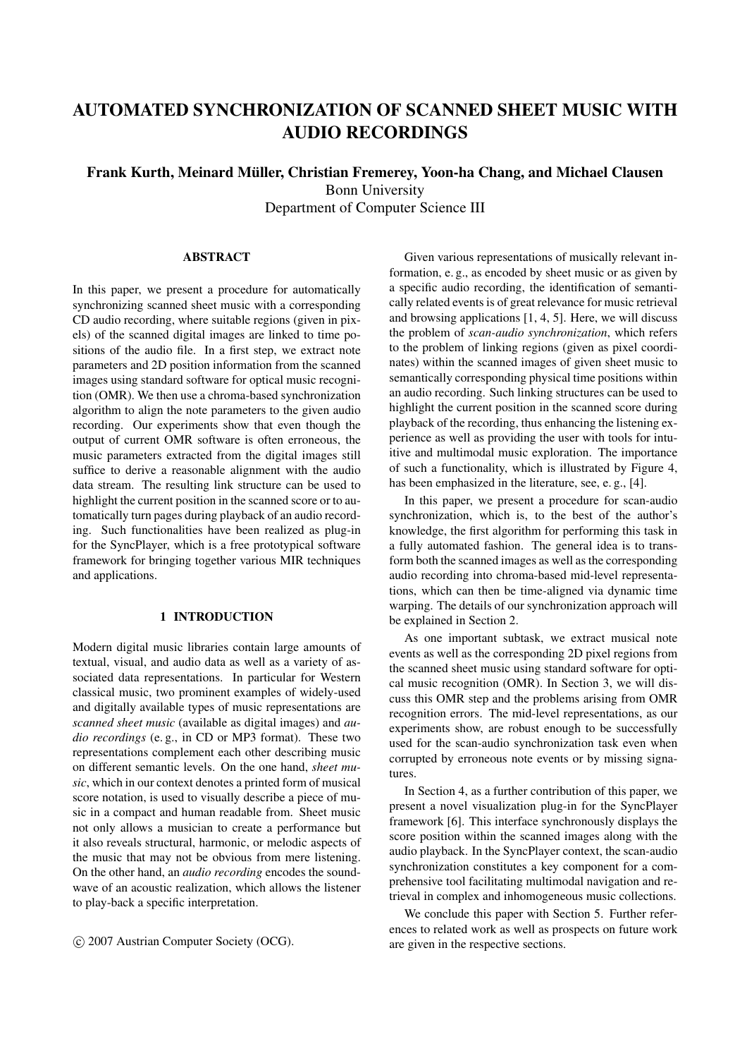# AUTOMATED SYNCHRONIZATION OF SCANNED SHEET MUSIC WITH AUDIO RECORDINGS

**Frank Kurth, Meinard Müller, Christian Fremerey, Yoon-ha Chang, and Michael Clausen**
Bonn University
Department of Computer Science III

## ABSTRACT

In this paper, we present a procedure for automatically synchronizing scanned sheet music with a corresponding CD audio recording, where suitable regions (given in pixels) of the scanned digital images are linked to time positions of the audio file. In a first step, we extract note parameters and 2D position information from the scanned images using standard software for optical music recognition (OMR). We then use a chroma-based synchronization algorithm to align the note parameters to the given audio recording. Our experiments show that even though the output of current OMR software is often erroneous, the music parameters extracted from the digital images still suffice to derive a reasonable alignment with the audio data stream. The resulting link structure can be used to highlight the current position in the scanned score or to automatically turn pages during playback of an audio recording. Such functionalities have been realized as plug-in for the SyncPlayer, which is a free prototypical software framework for bringing together various MIR techniques and applications.

## 1 INTRODUCTION

Modern digital music libraries contain large amounts of textual, visual, and audio data as well as a variety of associated data representations. In particular for Western classical music, two prominent examples of widely-used and digitally available types of music representations are *scanned sheet music* (available as digital images) and *audio recordings* (e. g., in CD or MP3 format). These two representations complement each other describing music on different semantic levels. On the one hand, *sheet music*, which in our context denotes a printed form of musical score notation, is used to visually describe a piece of music in a compact and human readable from. Sheet music not only allows a musician to create a performance but it also reveals structural, harmonic, or melodic aspects of the music that may not be obvious from mere listening. On the other hand, an *audio recording* encodes the soundwave of an acoustic realization, which allows the listener to play-back a specific interpretation.

© 2007 Austrian Computer Society (OCG).

Given various representations of musically relevant information, e. g., as encoded by sheet music or as given by a specific audio recording, the identification of semantically related events is of great relevance for music retrieval and browsing applications [1, 4, 5]. Here, we will discuss the problem of *scan-audio synchronization*, which refers to the problem of linking regions (given as pixel coordinates) within the scanned images of given sheet music to semantically corresponding physical time positions within an audio recording. Such linking structures can be used to highlight the current position in the scanned score during playback of the recording, thus enhancing the listening experience as well as providing the user with tools for intuitive and multimodal music exploration. The importance of such a functionality, which is illustrated by Figure 4, has been emphasized in the literature, see, e. g., [4].

In this paper, we present a procedure for scan-audio synchronization, which is, to the best of the author's knowledge, the first algorithm for performing this task in a fully automated fashion. The general idea is to transform both the scanned images as well as the corresponding audio recording into chroma-based mid-level representations, which can then be time-aligned via dynamic time warping. The details of our synchronization approach will be explained in Section 2.

As one important subtask, we extract musical note events as well as the corresponding 2D pixel regions from the scanned sheet music using standard software for optical music recognition (OMR). In Section 3, we will discuss this OMR step and the problems arising from OMR recognition errors. The mid-level representations, as our experiments show, are robust enough to be successfully used for the scan-audio synchronization task even when corrupted by erroneous note events or by missing signatures.

In Section 4, as a further contribution of this paper, we present a novel visualization plug-in for the SyncPlayer framework [6]. This interface synchronously displays the score position within the scanned images along with the audio playback. In the SyncPlayer context, the scan-audio synchronization constitutes a key component for a comprehensive tool facilitating multimodal navigation and retrieval in complex and inhomogeneous music collections.

We conclude this paper with Section 5. Further references to related work as well as prospects on future work are given in the respective sections.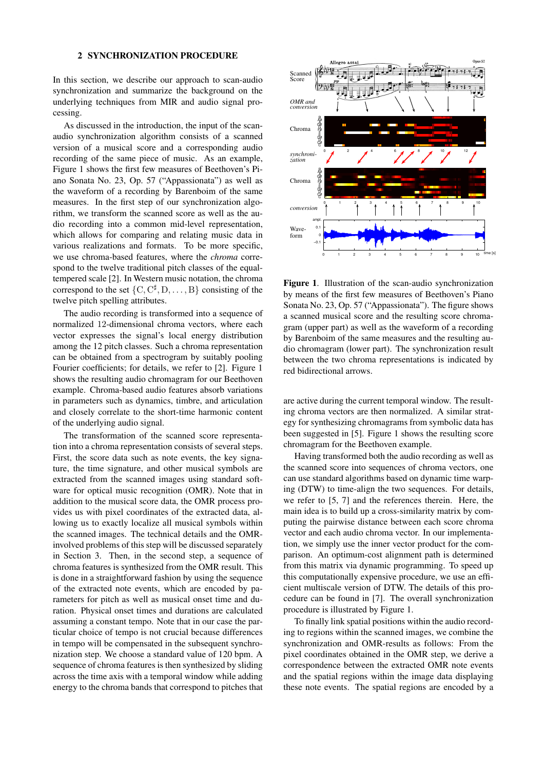## 2 SYNCHRONIZATION PROCEDURE

In this section, we describe our approach to scan-audio synchronization and summarize the background on the underlying techniques from MIR and audio signal processing.

As discussed in the introduction, the input of the scan-audio synchronization algorithm consists of a scanned version of a musical score and a corresponding audio recording of the same piece of music. As an example, Figure 1 shows the first few measures of Beethoven's Piano Sonata No. 23, Op. 57 ("Appassionata") as well as the waveform of a recording by Barenboim of the same measures. In the first step of our synchronization algorithm, we transform the scanned score as well as the audio recording into a common mid-level representation, which allows for comparing and relating music data in various realizations and formats. To be more specific, we use chroma-based features, where the *chroma* correspond to the twelve traditional pitch classes of the equal-tempered scale [2]. In Western music notation, the chroma correspond to the set $\{\mathrm{C}, \mathrm{C}^\sharp, \mathrm{D}, \ldots, \mathrm{B}\}$ consisting of the twelve pitch spelling attributes.

The audio recording is transformed into a sequence of normalized 12-dimensional chroma vectors, where each vector expresses the signal's local energy distribution among the 12 pitch classes. Such a chroma representation can be obtained from a spectrogram by suitably pooling Fourier coefficients; for details, we refer to [2]. Figure 1 shows the resulting audio chromagram for our Beethoven example. Chroma-based audio features absorb variations in parameters such as dynamics, timbre, and articulation and closely correlate to the short-time harmonic content of the underlying audio signal.

The transformation of the scanned score representation into a chroma representation consists of several steps. First, the score data such as note events, the key signature, the time signature, and other musical symbols are extracted from the scanned images using standard software for optical music recognition (OMR). Note that in addition to the musical score data, the OMR process provides us with pixel coordinates of the extracted data, allowing us to exactly localize all musical symbols within the scanned images. The technical details and the OMR-involved problems of this step will be discussed separately in Section 3. Then, in the second step, a sequence of chroma features is synthesized from the OMR result. This is done in a straightforward fashion by using the sequence of the extracted note events, which are encoded by parameters for pitch as well as musical onset time and duration. Physical onset times and durations are calculated assuming a constant tempo. Note that in our case the particular choice of tempo is not crucial because differences in tempo will be compensated in the subsequent synchronization step. We choose a standard value of 120 bpm. A sequence of chroma features is then synthesized by sliding across the time axis with a temporal window while adding energy to the chroma bands that correspond to pitches that are active during the current temporal window. The resulting chroma vectors are then normalized. A similar strategy for synthesizing chromagrams from symbolic data has been suggested in [5]. Figure 1 shows the resulting score chromagram for the Beethoven example.

**Figure 1**. Illustration of the scan-audio synchronization by means of the first few measures of Beethoven's Piano Sonata No. 23, Op. 57 ("Appassionata"). The figure shows a scanned musical score and the resulting score chromagram (upper part) as well as the waveform of a recording by Barenboim of the same measures and the resulting audio chromagram (lower part). The synchronization result between the two chroma representations is indicated by red bidirectional arrows.

Having transformed both the audio recording as well as the scanned score into sequences of chroma vectors, one can use standard algorithms based on dynamic time warping (DTW) to time-align the two sequences. For details, we refer to [5, 7] and the references therein. Here, the main idea is to build up a cross-similarity matrix by computing the pairwise distance between each score chroma vector and each audio chroma vector. In our implementation, we simply use the inner vector product for the comparison. An optimum-cost alignment path is determined from this matrix via dynamic programming. To speed up this computationally expensive procedure, we use an efficient multiscale version of DTW. The details of this procedure can be found in [7]. The overall synchronization procedure is illustrated by Figure 1.

To finally link spatial positions within the audio recording to regions within the scanned images, we combine the synchronization and OMR-results as follows: From the pixel coordinates obtained in the OMR step, we derive a correspondence between the extracted OMR note events and the spatial regions within the image data displaying these note events. The spatial regions are encoded by a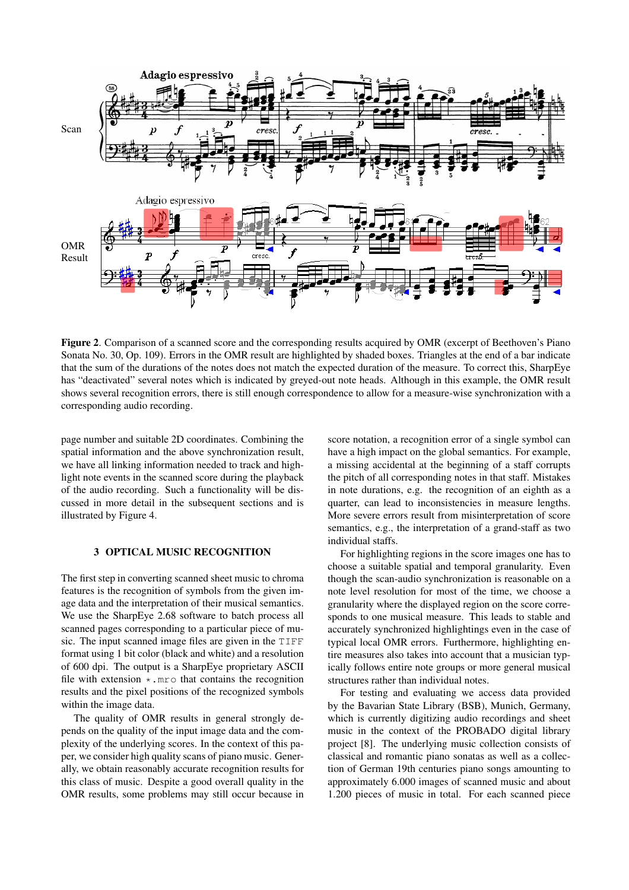**Figure 2**. Comparison of a scanned score and the corresponding results acquired by OMR (excerpt of Beethoven's Piano Sonata No. 30, Op. 109). Errors in the OMR result are highlighted by shaded boxes. Triangles at the end of a bar indicate that the sum of the durations of the notes does not match the expected duration of the measure. To correct this, SharpEye has "deactivated" several notes which is indicated by greyed-out note heads. Although in this example, the OMR result shows several recognition errors, there is still enough correspondence to allow for a measure-wise synchronization with a corresponding audio recording.

page number and suitable 2D coordinates. Combining the spatial information and the above synchronization result, we have all linking information needed to track and highlight note events in the scanned score during the playback of the audio recording. Such a functionality will be discussed in more detail in the subsequent sections and is illustrated by Figure 4.

## 3 OPTICAL MUSIC RECOGNITION

The first step in converting scanned sheet music to chroma features is the recognition of symbols from the given image data and the interpretation of their musical semantics. We use the SharpEye 2.68 software to batch process all scanned pages corresponding to a particular piece of music. The input scanned image files are given in the `TIFF` format using 1 bit color (black and white) and a resolution of 600 dpi. The output is a SharpEye proprietary ASCII file with extension `*.mro` that contains the recognition results and the pixel positions of the recognized symbols within the image data.

The quality of OMR results in general strongly depends on the quality of the input image data and the complexity of the underlying scores. In the context of this paper, we consider high quality scans of piano music. Generally, we obtain reasonably accurate recognition results for this class of music. Despite a good overall quality in the OMR results, some problems may still occur because in score notation, a recognition error of a single symbol can have a high impact on the global semantics. For example, a missing accidental at the beginning of a staff corrupts the pitch of all corresponding notes in that staff. Mistakes in note durations, e.g. the recognition of an eighth as a quarter, can lead to inconsistencies in measure lengths. More severe errors result from misinterpretation of score semantics, e.g., the interpretation of a grand-staff as two individual staffs.

For highlighting regions in the score images one has to choose a suitable spatial and temporal granularity. Even though the scan-audio synchronization is reasonable on a note level resolution for most of the time, we choose a granularity where the displayed region on the score corresponds to one musical measure. This leads to stable and accurately synchronized highlightings even in the case of typical local OMR errors. Furthermore, highlighting entire measures also takes into account that a musician typically follows entire note groups or more general musical structures rather than individual notes.

For testing and evaluating we access data provided by the Bavarian State Library (BSB), Munich, Germany, which is currently digitizing audio recordings and sheet music in the context of the PROBADO digital library project [8]. The underlying music collection consists of classical and romantic piano sonatas as well as a collection of German 19th centuries piano songs amounting to approximately 6.000 images of scanned music and about 1.200 pieces of music in total. For each scanned piece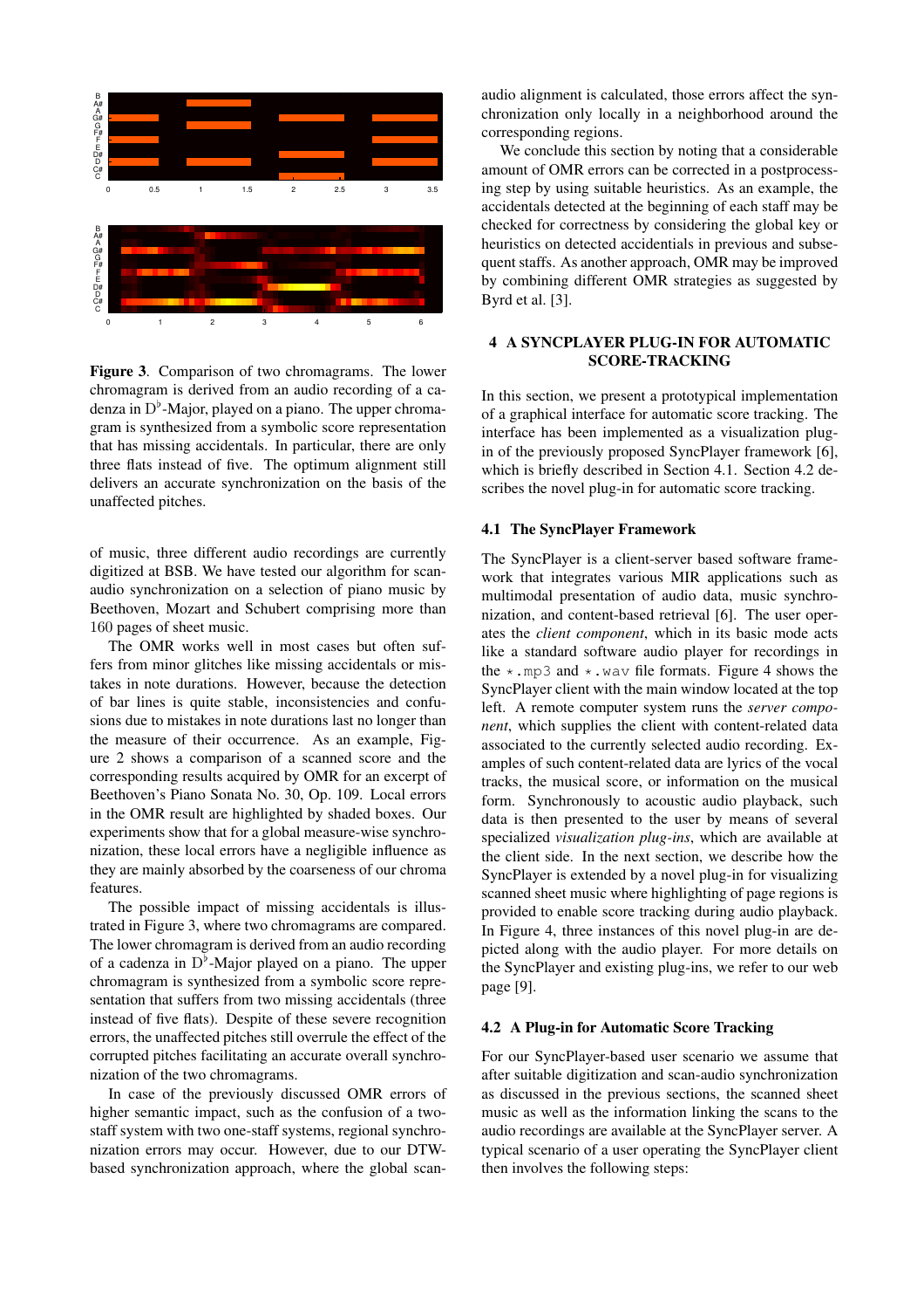**Figure 3**. Comparison of two chromagrams. The lower chromagram is derived from an audio recording of a cadenza in D$^\flat$-Major, played on a piano. The upper chromagram is synthesized from a symbolic score representation that has missing accidentals. In particular, there are only three flats instead of five. The optimum alignment still delivers an accurate synchronization on the basis of the unaffected pitches.

of music, three different audio recordings are currently digitized at BSB. We have tested our algorithm for scan-audio synchronization on a selection of piano music by Beethoven, Mozart and Schubert comprising more than 160 pages of sheet music.

The OMR works well in most cases but often suffers from minor glitches like missing accidentals or mistakes in note durations. However, because the detection of bar lines is quite stable, inconsistencies and confusions due to mistakes in note durations last no longer than the measure of their occurrence. As an example, Figure 2 shows a comparison of a scanned score and the corresponding results acquired by OMR for an excerpt of Beethoven's Piano Sonata No. 30, Op. 109. Local errors in the OMR result are highlighted by shaded boxes. Our experiments show that for a global measure-wise synchronization, these local errors have a negligible influence as they are mainly absorbed by the coarseness of our chroma features.

The possible impact of missing accidentals is illustrated in Figure 3, where two chromagrams are compared. The lower chromagram is derived from an audio recording of a cadenza in D$^\flat$-Major played on a piano. The upper chromagram is synthesized from a symbolic score representation that suffers from two missing accidentals (three instead of five flats). Despite of these severe recognition errors, the unaffected pitches still overrule the effect of the corrupted pitches facilitating an accurate overall synchronization of the two chromagrams.

In case of the previously discussed OMR errors of higher semantic impact, such as the confusion of a two-staff system with two one-staff systems, regional synchronization errors may occur. However, due to our DTW-based synchronization approach, where the global scan-audio alignment is calculated, those errors affect the synchronization only locally in a neighborhood around the corresponding regions.

We conclude this section by noting that a considerable amount of OMR errors can be corrected in a postprocessing step by using suitable heuristics. As an example, the accidentals detected at the beginning of each staff may be checked for correctness by considering the global key or heuristics on detected accidentials in previous and subsequent staffs. As another approach, OMR may be improved by combining different OMR strategies as suggested by Byrd et al. [3].

## 4 A SYNCPLAYER PLUG-IN FOR AUTOMATIC SCORE-TRACKING

In this section, we present a prototypical implementation of a graphical interface for automatic score tracking. The interface has been implemented as a visualization plug-in of the previously proposed SyncPlayer framework [6], which is briefly described in Section 4.1. Section 4.2 describes the novel plug-in for automatic score tracking.

### 4.1 The SyncPlayer Framework

The SyncPlayer is a client-server based software framework that integrates various MIR applications such as multimodal presentation of audio data, music synchronization, and content-based retrieval [6]. The user operates the *client component*, which in its basic mode acts like a standard software audio player for recordings in the `*.mp3` and `*.wav` file formats. Figure 4 shows the SyncPlayer client with the main window located at the top left. A remote computer system runs the *server component*, which supplies the client with content-related data associated to the currently selected audio recording. Examples of such content-related data are lyrics of the vocal tracks, the musical score, or information on the musical form. Synchronously to acoustic audio playback, such data is then presented to the user by means of several specialized *visualization plug-ins*, which are available at the client side. In the next section, we describe how the SyncPlayer is extended by a novel plug-in for visualizing scanned sheet music where highlighting of page regions is provided to enable score tracking during audio playback. In Figure 4, three instances of this novel plug-in are depicted along with the audio player. For more details on the SyncPlayer and existing plug-ins, we refer to our web page [9].

### 4.2 A Plug-in for Automatic Score Tracking

For our SyncPlayer-based user scenario we assume that after suitable digitization and scan-audio synchronization as discussed in the previous sections, the scanned sheet music as well as the information linking the scans to the audio recordings are available at the SyncPlayer server. A typical scenario of a user operating the SyncPlayer client then involves the following steps: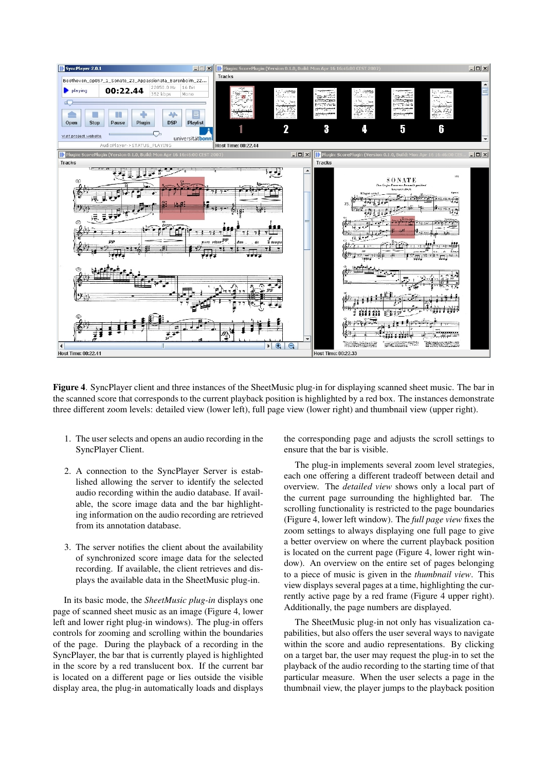**Figure 4**. SyncPlayer client and three instances of the SheetMusic plug-in for displaying scanned sheet music. The bar in the scanned score that corresponds to the current playback position is highlighted by a red box. The instances demonstrate three different zoom levels: detailed view (lower left), full page view (lower right) and thumbnail view (upper right).

1. The user selects and opens an audio recording in the SyncPlayer Client.

2. A connection to the SyncPlayer Server is established allowing the server to identify the selected audio recording within the audio database. If available, the score image data and the bar highlighting information on the audio recording are retrieved from its annotation database.

3. The server notifies the client about the availability of synchronized score image data for the selected recording. If available, the client retrieves and displays the available data in the SheetMusic plug-in.

In its basic mode, the *SheetMusic plug-in* displays one page of scanned sheet music as an image (Figure 4, lower left and lower right plug-in windows). The plug-in offers controls for zooming and scrolling within the boundaries of the page. During the playback of a recording in the SyncPlayer, the bar that is currently played is highlighted in the score by a red translucent box. If the current bar is located on a different page or lies outside the visible display area, the plug-in automatically loads and displays the corresponding page and adjusts the scroll settings to ensure that the bar is visible.

The plug-in implements several zoom level strategies, each one offering a different tradeoff between detail and overview. The *detailed view* shows only a local part of the current page surrounding the highlighted bar. The scrolling functionality is restricted to the page boundaries (Figure 4, lower left window). The *full page view* fixes the zoom settings to always displaying one full page to give a better overview on where the current playback position is located on the current page (Figure 4, lower right window). An overview on the entire set of pages belonging to a piece of music is given in the *thumbnail view*. This view displays several pages at a time, highlighting the currently active page by a red frame (Figure 4 upper right). Additionally, the page numbers are displayed.

The SheetMusic plug-in not only has visualization capabilities, but also offers the user several ways to navigate within the score and audio representations. By clicking on a target bar, the user may request the plug-in to set the playback of the audio recording to the starting time of that particular measure. When the user selects a page in the thumbnail view, the player jumps to the playback position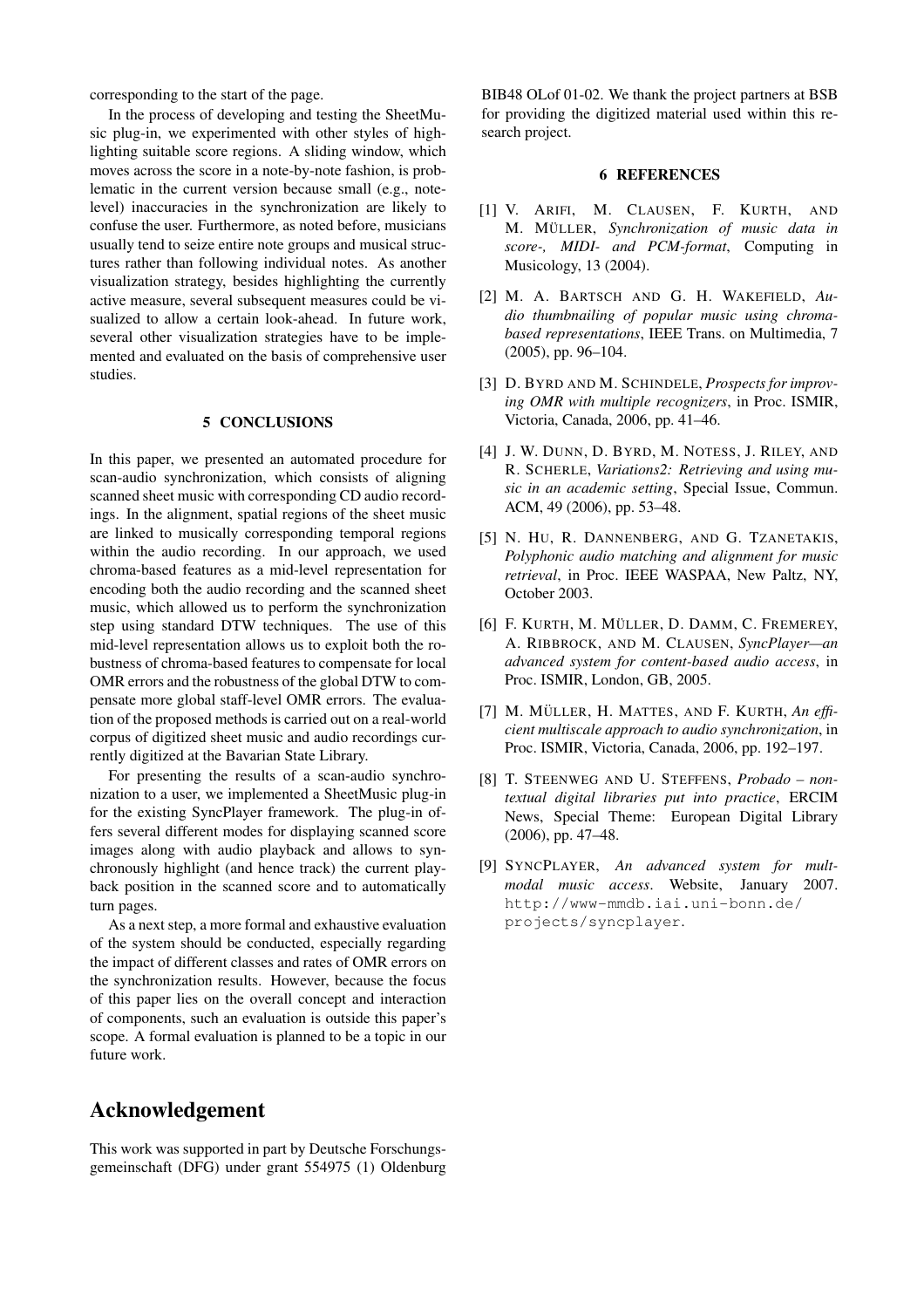corresponding to the start of the page.

In the process of developing and testing the SheetMusic plug-in, we experimented with other styles of highlighting suitable score regions. A sliding window, which moves across the score in a note-by-note fashion, is problematic in the current version because small (e.g., note-level) inaccuracies in the synchronization are likely to confuse the user. Furthermore, as noted before, musicians usually tend to seize entire note groups and musical structures rather than following individual notes. As another visualization strategy, besides highlighting the currently active measure, several subsequent measures could be visualized to allow a certain look-ahead. In future work, several other visualization strategies have to be implemented and evaluated on the basis of comprehensive user studies.

## 5 CONCLUSIONS

In this paper, we presented an automated procedure for scan-audio synchronization, which consists of aligning scanned sheet music with corresponding CD audio recordings. In the alignment, spatial regions of the sheet music are linked to musically corresponding temporal regions within the audio recording. In our approach, we used chroma-based features as a mid-level representation for encoding both the audio recording and the scanned sheet music, which allowed us to perform the synchronization step using standard DTW techniques. The use of this mid-level representation allows us to exploit both the robustness of chroma-based features to compensate for local OMR errors and the robustness of the global DTW to compensate more global staff-level OMR errors. The evaluation of the proposed methods is carried out on a real-world corpus of digitized sheet music and audio recordings currently digitized at the Bavarian State Library.

For presenting the results of a scan-audio synchronization to a user, we implemented a SheetMusic plug-in for the existing SyncPlayer framework. The plug-in offers several different modes for displaying scanned score images along with audio playback and allows to synchronously highlight (and hence track) the current playback position in the scanned score and to automatically turn pages.

As a next step, a more formal and exhaustive evaluation of the system should be conducted, especially regarding the impact of different classes and rates of OMR errors on the synchronization results. However, because the focus of this paper lies on the overall concept and interaction of components, such an evaluation is outside this paper's scope. A formal evaluation is planned to be a topic in our future work.

# Acknowledgement

This work was supported in part by Deutsche Forschungsgemeinschaft (DFG) under grant 554975 (1) Oldenburg BIB48 OLof 01-02. We thank the project partners at BSB for providing the digitized material used within this research project.

## 6 REFERENCES

[1] V. Arifi, M. Clausen, F. Kurth, and M. Müller, *Synchronization of music data in score-, MIDI- and PCM-format*, Computing in Musicology, 13 (2004).

[2] M. A. Bartsch and G. H. Wakefield, *Audio thumbnailing of popular music using chroma-based representations*, IEEE Trans. on Multimedia, 7 (2005), pp. 96–104.

[3] D. Byrd and M. Schindele, *Prospects for improving OMR with multiple recognizers*, in Proc. ISMIR, Victoria, Canada, 2006, pp. 41–46.

[4] J. W. Dunn, D. Byrd, M. Notess, J. Riley, and R. Scherle, *Variations2: Retrieving and using music in an academic setting*, Special Issue, Commun. ACM, 49 (2006), pp. 53–48.

[5] N. Hu, R. Dannenberg, and G. Tzanetakis, *Polyphonic audio matching and alignment for music retrieval*, in Proc. IEEE WASPAA, New Paltz, NY, October 2003.

[6] F. Kurth, M. Müller, D. Damm, C. Fremerey, A. Ribbrock, and M. Clausen, *SyncPlayer—an advanced system for content-based audio access*, in Proc. ISMIR, London, GB, 2005.

[7] M. Müller, H. Mattes, and F. Kurth, *An efficient multiscale approach to audio synchronization*, in Proc. ISMIR, Victoria, Canada, 2006, pp. 192–197.

[8] T. Steenweg and U. Steffens, *Probado – non-textual digital libraries put into practice*, ERCIM News, Special Theme: European Digital Library (2006), pp. 47–48.

[9] SyncPlayer, *An advanced system for multmodal music access*. Website, January 2007. http://www-mmdb.iai.uni-bonn.de/projects/syncplayer.